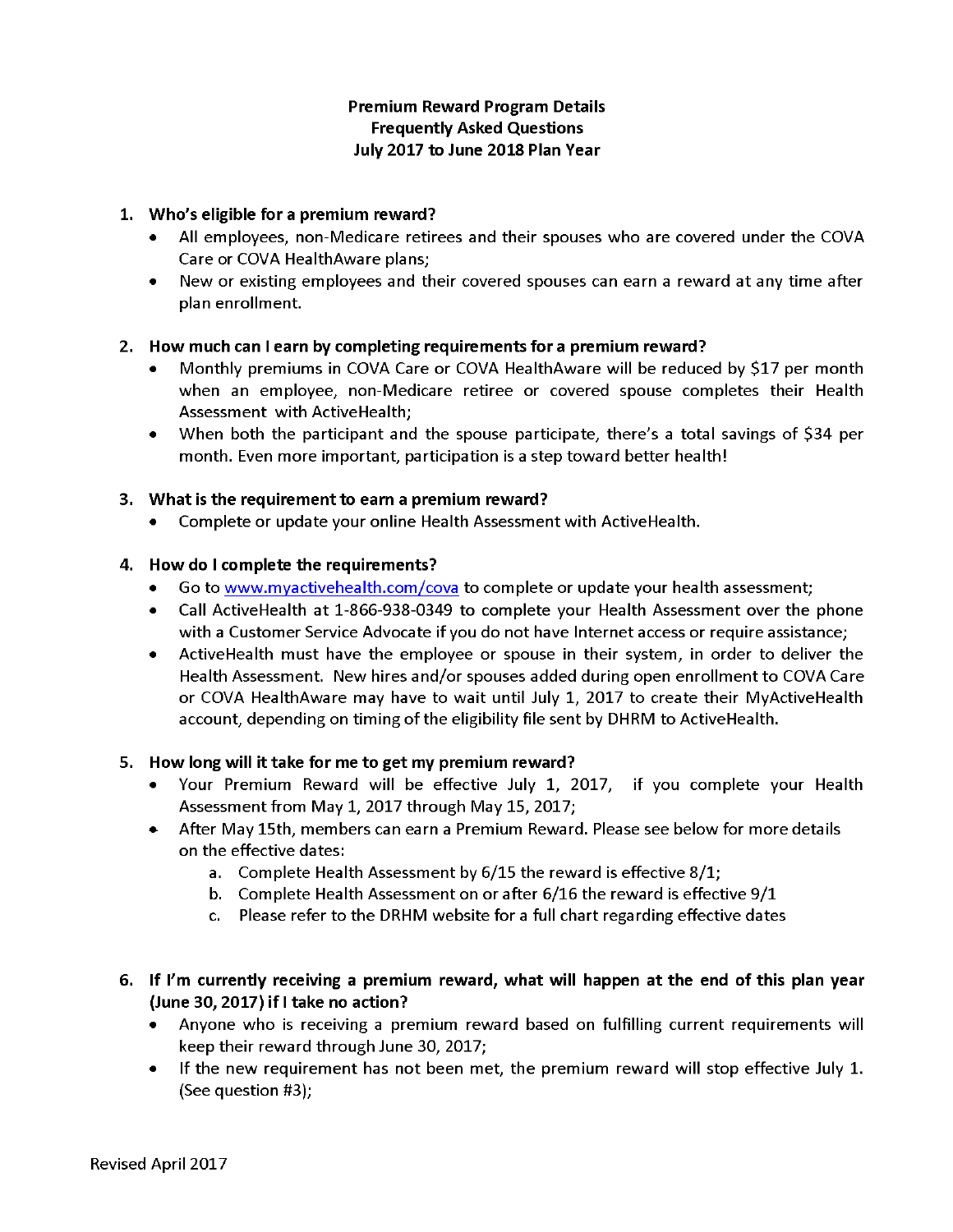# Premium Reward Program Details
## Frequently Asked Questions
## July 2017 to June 2018 Plan Year

1. **Who's eligible for a premium reward?**
   - All employees, non-Medicare retirees and their spouses who are covered under the COVA Care or COVA HealthAware plans;
   - New or existing employees and their covered spouses can earn a reward at any time after plan enrollment.

2. **How much can I earn by completing requirements for a premium reward?**
   - Monthly premiums in COVA Care or COVA HealthAware will be reduced by $17 per month when an employee, non-Medicare retiree or covered spouse completes their Health Assessment with ActiveHealth;
   - When both the participant and the spouse participate, there's a total savings of $34 per month. Even more important, participation is a step toward better health!

3. **What is the requirement to earn a premium reward?**
   - Complete or update your online Health Assessment with ActiveHealth.

4. **How do I complete the requirements?**
   - Go to [www.myactivehealth.com/cova](www.myactivehealth.com/cova) to complete or update your health assessment;
   - Call ActiveHealth at 1-866-938-0349 to complete your Health Assessment over the phone with a Customer Service Advocate if you do not have Internet access or require assistance;
   - ActiveHealth must have the employee or spouse in their system, in order to deliver the Health Assessment. New hires and/or spouses added during open enrollment to COVA Care or COVA HealthAware may have to wait until July 1, 2017 to create their MyActiveHealth account, depending on timing of the eligibility file sent by DHRM to ActiveHealth.

5. **How long will it take for me to get my premium reward?**
   - Your Premium Reward will be effective July 1, 2017, if you complete your Health Assessment from May 1, 2017 through May 15, 2017;
   - After May 15th, members can earn a Premium Reward. Please see below for more details on the effective dates:
     a. Complete Health Assessment by 6/15 the reward is effective 8/1;
     b. Complete Health Assessment on or after 6/16 the reward is effective 9/1
     c. Please refer to the DRHM website for a full chart regarding effective dates

6. **If I'm currently receiving a premium reward, what will happen at the end of this plan year (June 30, 2017) if I take no action?**
   - Anyone who is receiving a premium reward based on fulfilling current requirements will keep their reward through June 30, 2017;
   - If the new requirement has not been met, the premium reward will stop effective July 1. (See question #3);

Revised April 2017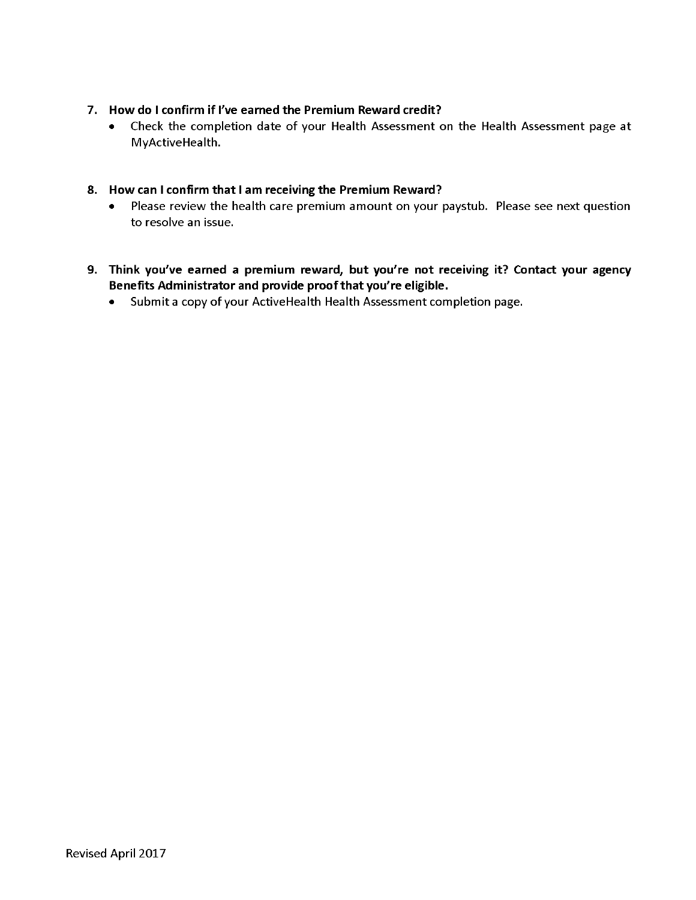7. **How do I confirm if I've earned the Premium Reward credit?**
   - Check the completion date of your Health Assessment on the Health Assessment page at MyActiveHealth.

8. **How can I confirm that I am receiving the Premium Reward?**
   - Please review the health care premium amount on your paystub. Please see next question to resolve an issue.

9. **Think you've earned a premium reward, but you're not receiving it? Contact your agency Benefits Administrator and provide proof that you're eligible.**
   - Submit a copy of your ActiveHealth Health Assessment completion page.

Revised April 2017